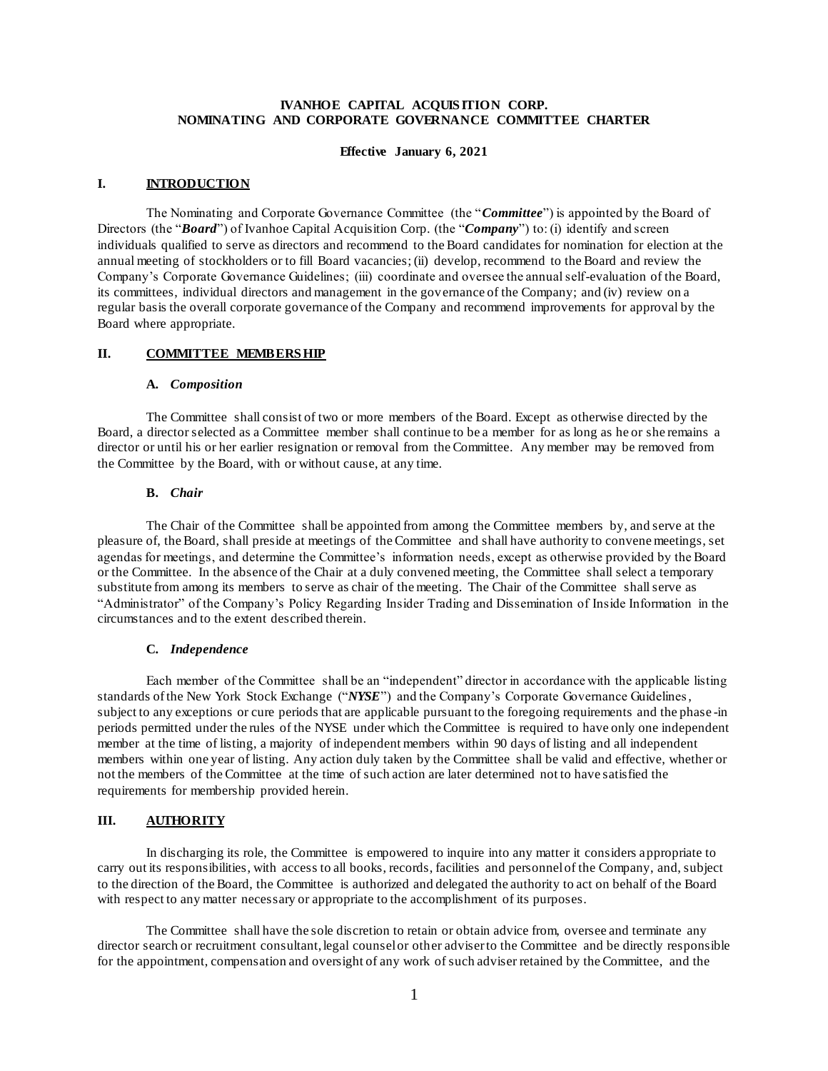# IVANHOE CAPITAL ACQUISITION CORP.
# NOMINATING AND CORPORATE GOVERNANCE COMMITTEE CHARTER

**Effective January 6, 2021**

## I. INTRODUCTION

The Nominating and Corporate Governance Committee (the "***Committee***") is appointed by the Board of Directors (the "***Board***") of Ivanhoe Capital Acquisition Corp. (the "***Company***") to: (i) identify and screen individuals qualified to serve as directors and recommend to the Board candidates for nomination for election at the annual meeting of stockholders or to fill Board vacancies; (ii) develop, recommend to the Board and review the Company's Corporate Governance Guidelines; (iii) coordinate and oversee the annual self-evaluation of the Board, its committees, individual directors and management in the governance of the Company; and (iv) review on a regular basis the overall corporate governance of the Company and recommend improvements for approval by the Board where appropriate.

## II. COMMITTEE MEMBERSHIP

### A. *Composition*

The Committee shall consist of two or more members of the Board. Except as otherwise directed by the Board, a director selected as a Committee member shall continue to be a member for as long as he or she remains a director or until his or her earlier resignation or removal from the Committee. Any member may be removed from the Committee by the Board, with or without cause, at any time.

### B. *Chair*

The Chair of the Committee shall be appointed from among the Committee members by, and serve at the pleasure of, the Board, shall preside at meetings of the Committee and shall have authority to convene meetings, set agendas for meetings, and determine the Committee's information needs, except as otherwise provided by the Board or the Committee. In the absence of the Chair at a duly convened meeting, the Committee shall select a temporary substitute from among its members to serve as chair of the meeting. The Chair of the Committee shall serve as "Administrator" of the Company's Policy Regarding Insider Trading and Dissemination of Inside Information in the circumstances and to the extent described therein.

### C. *Independence*

Each member of the Committee shall be an "independent" director in accordance with the applicable listing standards of the New York Stock Exchange ("***NYSE***") and the Company's Corporate Governance Guidelines, subject to any exceptions or cure periods that are applicable pursuant to the foregoing requirements and the phase-in periods permitted under the rules of the NYSE under which the Committee is required to have only one independent member at the time of listing, a majority of independent members within 90 days of listing and all independent members within one year of listing. Any action duly taken by the Committee shall be valid and effective, whether or not the members of the Committee at the time of such action are later determined not to have satisfied the requirements for membership provided herein.

## III. AUTHORITY

In discharging its role, the Committee is empowered to inquire into any matter it considers appropriate to carry out its responsibilities, with access to all books, records, facilities and personnel of the Company, and, subject to the direction of the Board, the Committee is authorized and delegated the authority to act on behalf of the Board with respect to any matter necessary or appropriate to the accomplishment of its purposes.

The Committee shall have the sole discretion to retain or obtain advice from, oversee and terminate any director search or recruitment consultant, legal counsel or other adviser to the Committee and be directly responsible for the appointment, compensation and oversight of any work of such adviser retained by the Committee, and the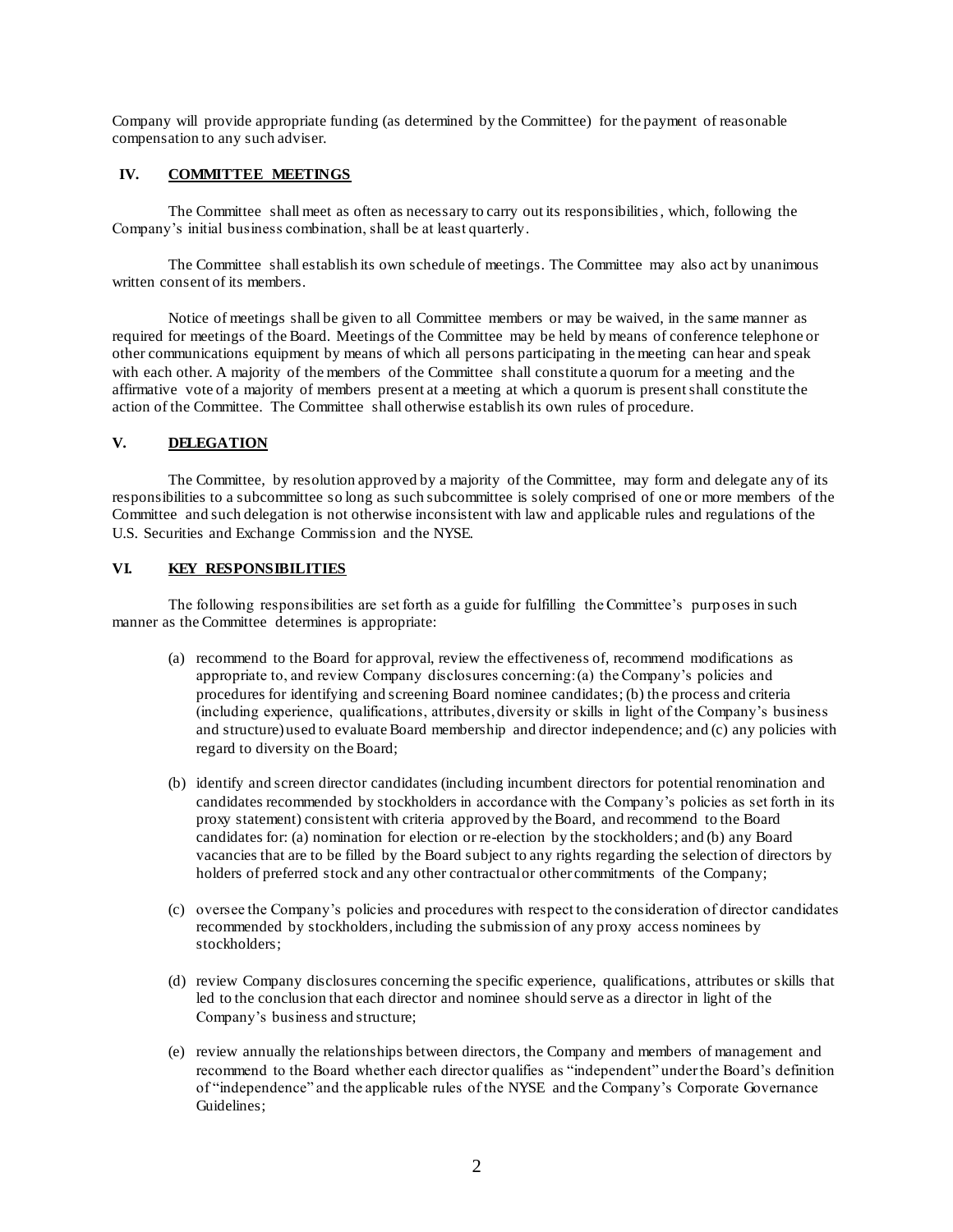Company will provide appropriate funding (as determined by the Committee) for the payment of reasonable compensation to any such adviser.

## IV. COMMITTEE MEETINGS

The Committee shall meet as often as necessary to carry out its responsibilities, which, following the Company's initial business combination, shall be at least quarterly.

The Committee shall establish its own schedule of meetings. The Committee may also act by unanimous written consent of its members.

Notice of meetings shall be given to all Committee members or may be waived, in the same manner as required for meetings of the Board. Meetings of the Committee may be held by means of conference telephone or other communications equipment by means of which all persons participating in the meeting can hear and speak with each other. A majority of the members of the Committee shall constitute a quorum for a meeting and the affirmative vote of a majority of members present at a meeting at which a quorum is present shall constitute the action of the Committee. The Committee shall otherwise establish its own rules of procedure.

## V. DELEGATION

The Committee, by resolution approved by a majority of the Committee, may form and delegate any of its responsibilities to a subcommittee so long as such subcommittee is solely comprised of one or more members of the Committee and such delegation is not otherwise inconsistent with law and applicable rules and regulations of the U.S. Securities and Exchange Commission and the NYSE.

## VI. KEY RESPONSIBILITIES

The following responsibilities are set forth as a guide for fulfilling the Committee's purposes in such manner as the Committee determines is appropriate:

(a) recommend to the Board for approval, review the effectiveness of, recommend modifications as appropriate to, and review Company disclosures concerning: (a) the Company's policies and procedures for identifying and screening Board nominee candidates; (b) the process and criteria (including experience, qualifications, attributes, diversity or skills in light of the Company's business and structure) used to evaluate Board membership and director independence; and (c) any policies with regard to diversity on the Board;

(b) identify and screen director candidates (including incumbent directors for potential renomination and candidates recommended by stockholders in accordance with the Company's policies as set forth in its proxy statement) consistent with criteria approved by the Board, and recommend to the Board candidates for: (a) nomination for election or re-election by the stockholders; and (b) any Board vacancies that are to be filled by the Board subject to any rights regarding the selection of directors by holders of preferred stock and any other contractual or other commitments of the Company;

(c) oversee the Company's policies and procedures with respect to the consideration of director candidates recommended by stockholders, including the submission of any proxy access nominees by stockholders;

(d) review Company disclosures concerning the specific experience, qualifications, attributes or skills that led to the conclusion that each director and nominee should serve as a director in light of the Company's business and structure;

(e) review annually the relationships between directors, the Company and members of management and recommend to the Board whether each director qualifies as "independent" under the Board's definition of "independence" and the applicable rules of the NYSE and the Company's Corporate Governance Guidelines;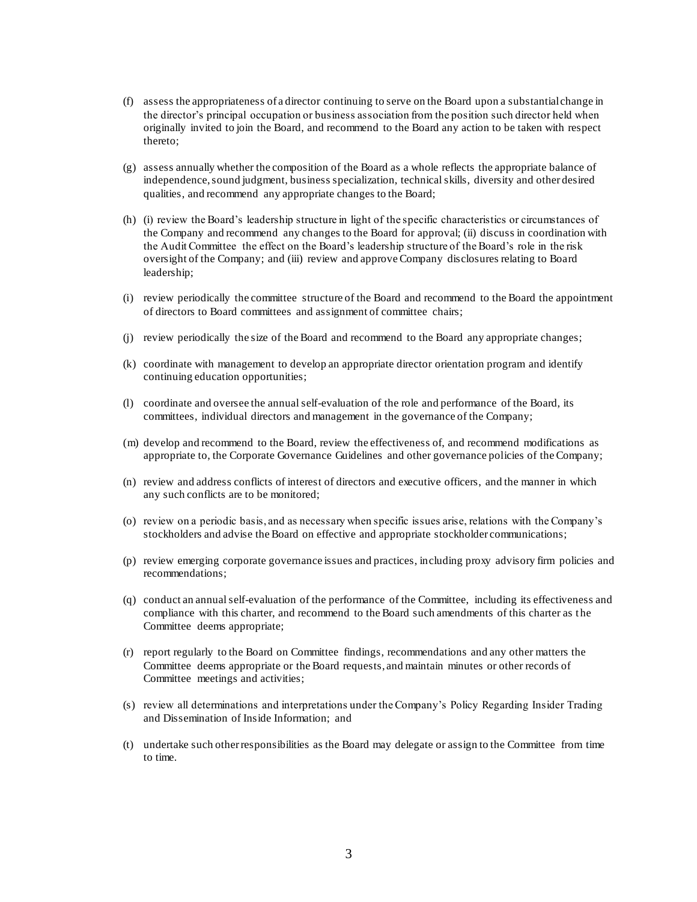(f) assess the appropriateness of a director continuing to serve on the Board upon a substantial change in the director's principal occupation or business association from the position such director held when originally invited to join the Board, and recommend to the Board any action to be taken with respect thereto;

(g) assess annually whether the composition of the Board as a whole reflects the appropriate balance of independence, sound judgment, business specialization, technical skills, diversity and other desired qualities, and recommend any appropriate changes to the Board;

(h) (i) review the Board's leadership structure in light of the specific characteristics or circumstances of the Company and recommend any changes to the Board for approval; (ii) discuss in coordination with the Audit Committee the effect on the Board's leadership structure of the Board's role in the risk oversight of the Company; and (iii) review and approve Company disclosures relating to Board leadership;

(i) review periodically the committee structure of the Board and recommend to the Board the appointment of directors to Board committees and assignment of committee chairs;

(j) review periodically the size of the Board and recommend to the Board any appropriate changes;

(k) coordinate with management to develop an appropriate director orientation program and identify continuing education opportunities;

(l) coordinate and oversee the annual self-evaluation of the role and performance of the Board, its committees, individual directors and management in the governance of the Company;

(m) develop and recommend to the Board, review the effectiveness of, and recommend modifications as appropriate to, the Corporate Governance Guidelines and other governance policies of the Company;

(n) review and address conflicts of interest of directors and executive officers, and the manner in which any such conflicts are to be monitored;

(o) review on a periodic basis, and as necessary when specific issues arise, relations with the Company's stockholders and advise the Board on effective and appropriate stockholder communications;

(p) review emerging corporate governance issues and practices, including proxy advisory firm policies and recommendations;

(q) conduct an annual self-evaluation of the performance of the Committee, including its effectiveness and compliance with this charter, and recommend to the Board such amendments of this charter as the Committee deems appropriate;

(r) report regularly to the Board on Committee findings, recommendations and any other matters the Committee deems appropriate or the Board requests, and maintain minutes or other records of Committee meetings and activities;

(s) review all determinations and interpretations under the Company's Policy Regarding Insider Trading and Dissemination of Inside Information; and

(t) undertake such other responsibilities as the Board may delegate or assign to the Committee from time to time.